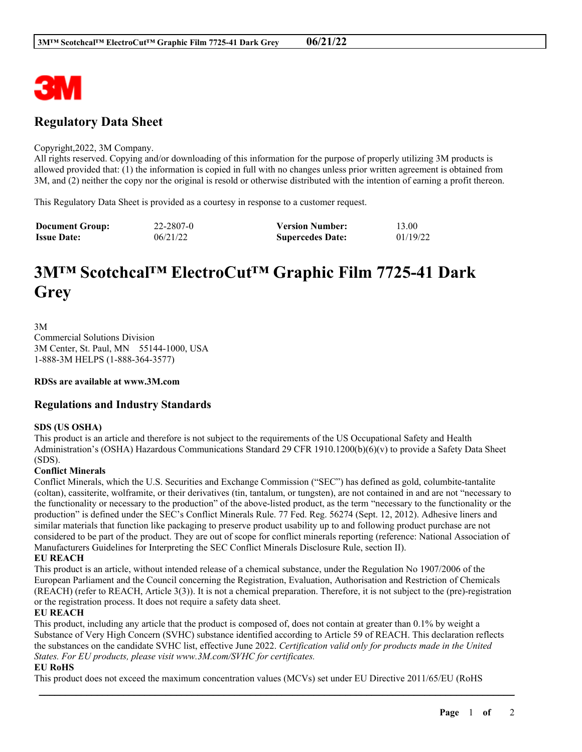# Regulatory Data Sheet

Copyright,2022, 3M Company.
All rights reserved. Copying and/or downloading of this information for the purpose of properly utilizing 3M products is allowed provided that: (1) the information is copied in full with no changes unless prior written agreement is obtained from 3M, and (2) neither the copy nor the original is resold or otherwise distributed with the intention of earning a profit thereon.

This Regulatory Data Sheet is provided as a courtesy in response to a customer request.

| **Document Group:** | 22-2807-0 | **Version Number:** | 13.00 |
|---|---|---|---|
| **Issue Date:** | 06/21/22 | **Supercedes Date:** | 01/19/22 |

# 3M™ Scotchcal™ ElectroCut™ Graphic Film 7725-41 Dark Grey

3M
Commercial Solutions Division
3M Center, St. Paul, MN 55144-1000, USA
1-888-3M HELPS (1-888-364-3577)

**RDSs are available at www.3M.com**

## Regulations and Industry Standards

**SDS (US OSHA)**
This product is an article and therefore is not subject to the requirements of the US Occupational Safety and Health Administration's (OSHA) Hazardous Communications Standard 29 CFR 1910.1200(b)(6)(v) to provide a Safety Data Sheet (SDS).

**Conflict Minerals**
Conflict Minerals, which the U.S. Securities and Exchange Commission ("SEC") has defined as gold, columbite-tantalite (coltan), cassiterite, wolframite, or their derivatives (tin, tantalum, or tungsten), are not contained in and are not "necessary to the functionality or necessary to the production" of the above-listed product, as the term "necessary to the functionality or the production" is defined under the SEC's Conflict Minerals Rule. 77 Fed. Reg. 56274 (Sept. 12, 2012). Adhesive liners and similar materials that function like packaging to preserve product usability up to and following product purchase are not considered to be part of the product. They are out of scope for conflict minerals reporting (reference: National Association of Manufacturers Guidelines for Interpreting the SEC Conflict Minerals Disclosure Rule, section II).

**EU REACH**
This product is an article, without intended release of a chemical substance, under the Regulation No 1907/2006 of the European Parliament and the Council concerning the Registration, Evaluation, Authorisation and Restriction of Chemicals (REACH) (refer to REACH, Article 3(3)). It is not a chemical preparation. Therefore, it is not subject to the (pre)-registration or the registration process. It does not require a safety data sheet.

**EU REACH**
This product, including any article that the product is composed of, does not contain at greater than 0.1% by weight a Substance of Very High Concern (SVHC) substance identified according to Article 59 of REACH. This declaration reflects the substances on the candidate SVHC list, effective June 2022. *Certification valid only for products made in the United States. For EU products, please visit www.3M.com/SVHC for certificates.*

**EU RoHS**
This product does not exceed the maximum concentration values (MCVs) set under EU Directive 2011/65/EU (RoHS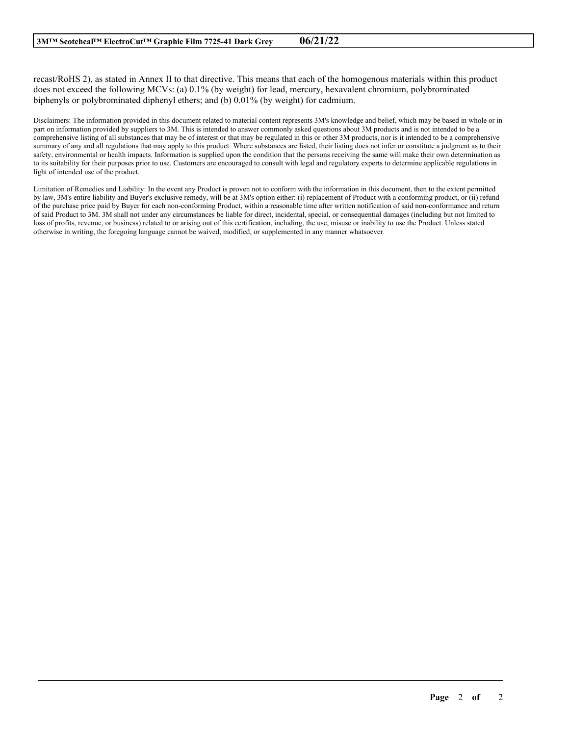recast/RoHS 2), as stated in Annex II to that directive. This means that each of the homogenous materials within this product does not exceed the following MCVs: (a) 0.1% (by weight) for lead, mercury, hexavalent chromium, polybrominated biphenyls or polybrominated diphenyl ethers; and (b) 0.01% (by weight) for cadmium.

Disclaimers: The information provided in this document related to material content represents 3M's knowledge and belief, which may be based in whole or in part on information provided by suppliers to 3M. This is intended to answer commonly asked questions about 3M products and is not intended to be a comprehensive listing of all substances that may be of interest or that may be regulated in this or other 3M products, nor is it intended to be a comprehensive summary of any and all regulations that may apply to this product. Where substances are listed, their listing does not infer or constitute a judgment as to their safety, environmental or health impacts. Information is supplied upon the condition that the persons receiving the same will make their own determination as to its suitability for their purposes prior to use. Customers are encouraged to consult with legal and regulatory experts to determine applicable regulations in light of intended use of the product.

Limitation of Remedies and Liability: In the event any Product is proven not to conform with the information in this document, then to the extent permitted by law, 3M's entire liability and Buyer's exclusive remedy, will be at 3M's option either: (i) replacement of Product with a conforming product, or (ii) refund of the purchase price paid by Buyer for each non-conforming Product, within a reasonable time after written notification of said non-conformance and return of said Product to 3M. 3M shall not under any circumstances be liable for direct, incidental, special, or consequential damages (including but not limited to loss of profits, revenue, or business) related to or arising out of this certification, including, the use, misuse or inability to use the Product. Unless stated otherwise in writing, the foregoing language cannot be waived, modified, or supplemented in any manner whatsoever.